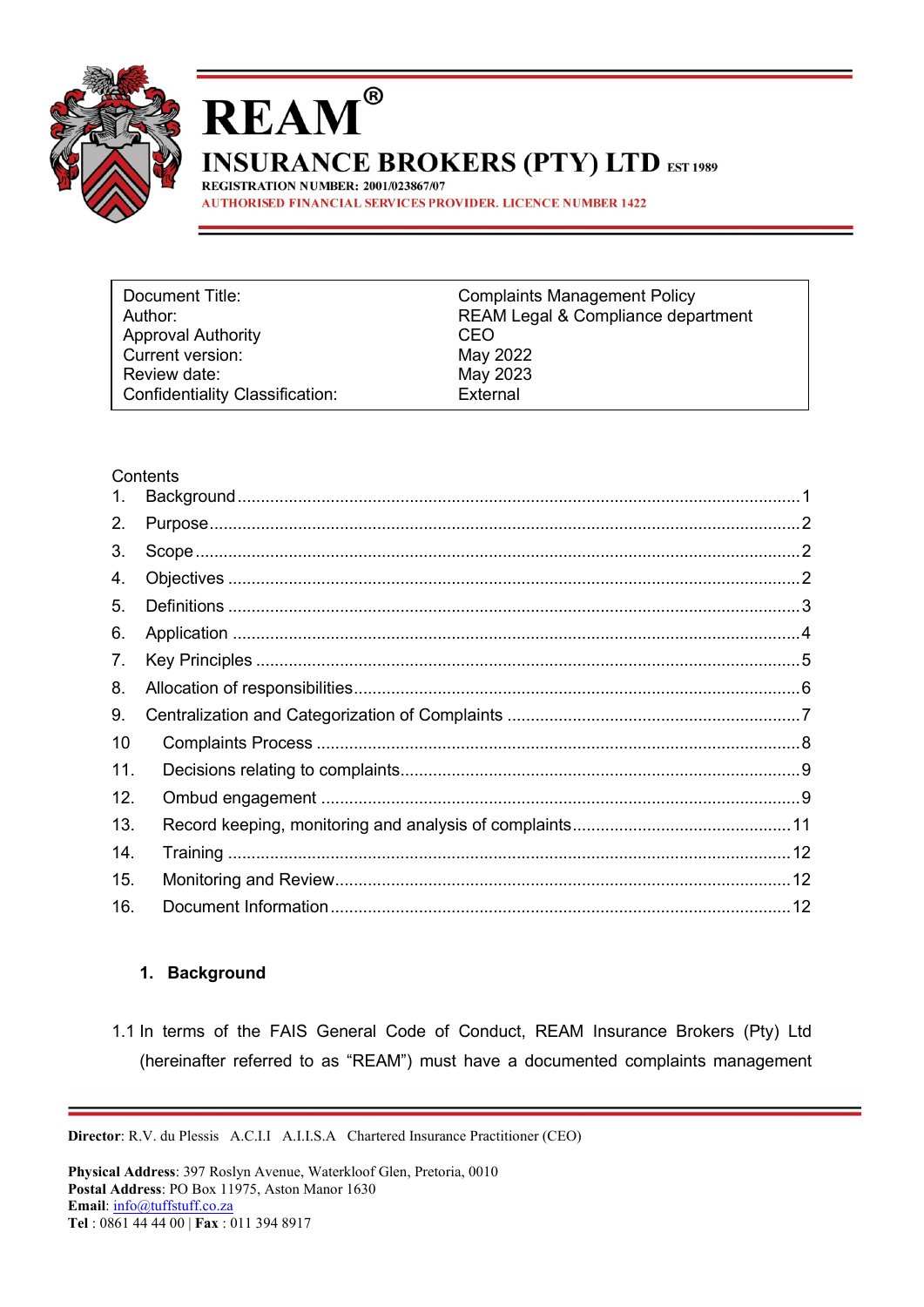# REAM®

## INSURANCE BROKERS (PTY) LTD EST 1989

REGISTRATION NUMBER: 2001/023867/07

AUTHORISED FINANCIAL SERVICES PROVIDER. LICENCE NUMBER 1422

| | |
|---|---|
| Document Title: | Complaints Management Policy |
| Author: | REAM Legal & Compliance department |
| Approval Authority | CEO |
| Current version: | May 2022 |
| Review date: | May 2023 |
| Confidentiality Classification: | External |

Contents

1. Background.....1
2. Purpose.....2
3. Scope.....2
4. Objectives.....2
5. Definitions.....3
6. Application.....4
7. Key Principles.....5
8. Allocation of responsibilities.....6
9. Centralization and Categorization of Complaints.....7
10. Complaints Process.....8
11. Decisions relating to complaints.....9
12. Ombud engagement.....9
13. Record keeping, monitoring and analysis of complaints.....11
14. Training.....12
15. Monitoring and Review.....12
16. Document Information.....12

## 1. Background

1.1 In terms of the FAIS General Code of Conduct, REAM Insurance Brokers (Pty) Ltd (hereinafter referred to as "REAM") must have a documented complaints management

**Director**: R.V. du Plessis A.C.I.I A.I.I.S.A Chartered Insurance Practitioner (CEO)

**Physical Address**: 397 Roslyn Avenue, Waterkloof Glen, Pretoria, 0010
**Postal Address**: PO Box 11975, Aston Manor 1630
**Email**: info@tuffstuff.co.za
**Tel** : 0861 44 44 00 | **Fax** : 011 394 8917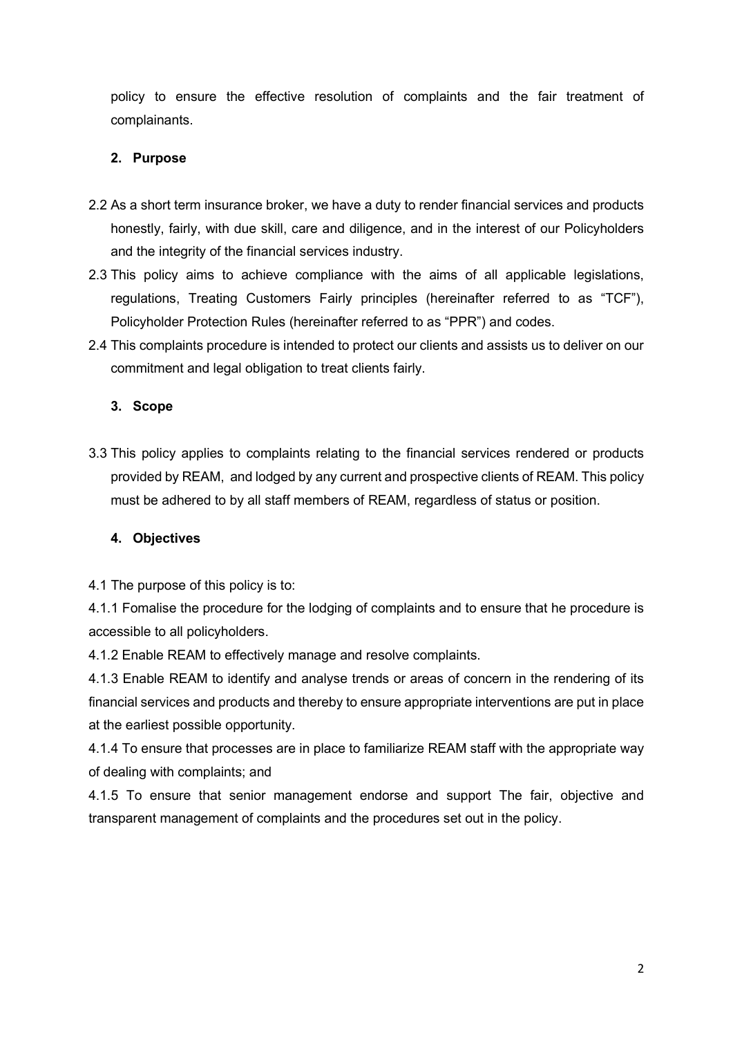policy to ensure the effective resolution of complaints and the fair treatment of complainants.

## 2. Purpose

2.2 As a short term insurance broker, we have a duty to render financial services and products honestly, fairly, with due skill, care and diligence, and in the interest of our Policyholders and the integrity of the financial services industry.

2.3 This policy aims to achieve compliance with the aims of all applicable legislations, regulations, Treating Customers Fairly principles (hereinafter referred to as "TCF"), Policyholder Protection Rules (hereinafter referred to as "PPR") and codes.

2.4 This complaints procedure is intended to protect our clients and assists us to deliver on our commitment and legal obligation to treat clients fairly.

## 3. Scope

3.3 This policy applies to complaints relating to the financial services rendered or products provided by REAM, and lodged by any current and prospective clients of REAM. This policy must be adhered to by all staff members of REAM, regardless of status or position.

## 4. Objectives

4.1 The purpose of this policy is to:

4.1.1 Fomalise the procedure for the lodging of complaints and to ensure that he procedure is accessible to all policyholders.

4.1.2 Enable REAM to effectively manage and resolve complaints.

4.1.3 Enable REAM to identify and analyse trends or areas of concern in the rendering of its financial services and products and thereby to ensure appropriate interventions are put in place at the earliest possible opportunity.

4.1.4 To ensure that processes are in place to familiarize REAM staff with the appropriate way of dealing with complaints; and

4.1.5 To ensure that senior management endorse and support The fair, objective and transparent management of complaints and the procedures set out in the policy.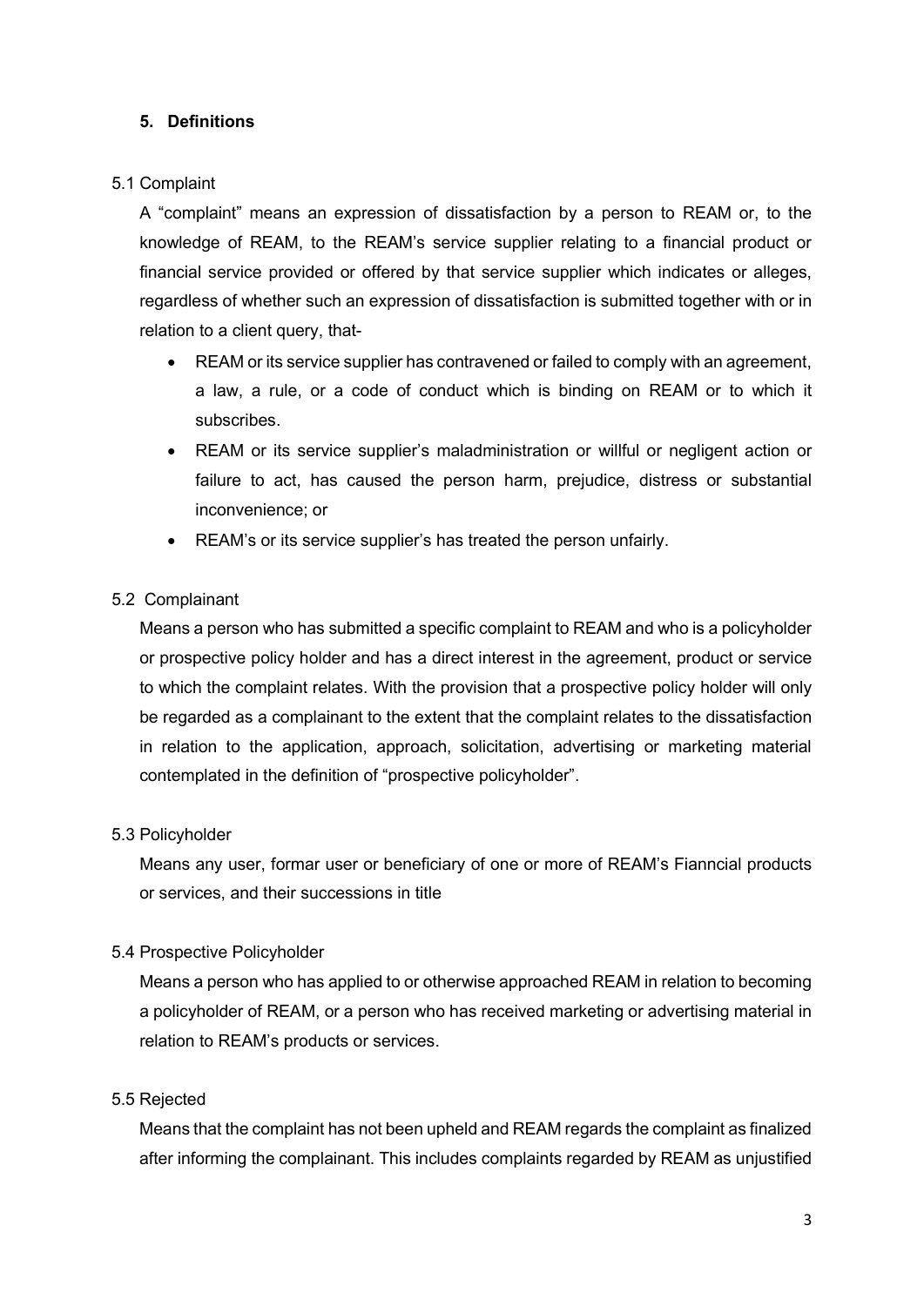## 5. Definitions

5.1 Complaint

A "complaint" means an expression of dissatisfaction by a person to REAM or, to the knowledge of REAM, to the REAM's service supplier relating to a financial product or financial service provided or offered by that service supplier which indicates or alleges, regardless of whether such an expression of dissatisfaction is submitted together with or in relation to a client query, that-

- REAM or its service supplier has contravened or failed to comply with an agreement, a law, a rule, or a code of conduct which is binding on REAM or to which it subscribes.
- REAM or its service supplier's maladministration or willful or negligent action or failure to act, has caused the person harm, prejudice, distress or substantial inconvenience; or
- REAM's or its service supplier's has treated the person unfairly.

5.2 Complainant

Means a person who has submitted a specific complaint to REAM and who is a policyholder or prospective policy holder and has a direct interest in the agreement, product or service to which the complaint relates. With the provision that a prospective policy holder will only be regarded as a complainant to the extent that the complaint relates to the dissatisfaction in relation to the application, approach, solicitation, advertising or marketing material contemplated in the definition of "prospective policyholder".

5.3 Policyholder

Means any user, formar user or beneficiary of one or more of REAM's Fianncial products or services, and their successions in title

5.4 Prospective Policyholder

Means a person who has applied to or otherwise approached REAM in relation to becoming a policyholder of REAM, or a person who has received marketing or advertising material in relation to REAM's products or services.

5.5 Rejected

Means that the complaint has not been upheld and REAM regards the complaint as finalized after informing the complainant. This includes complaints regarded by REAM as unjustified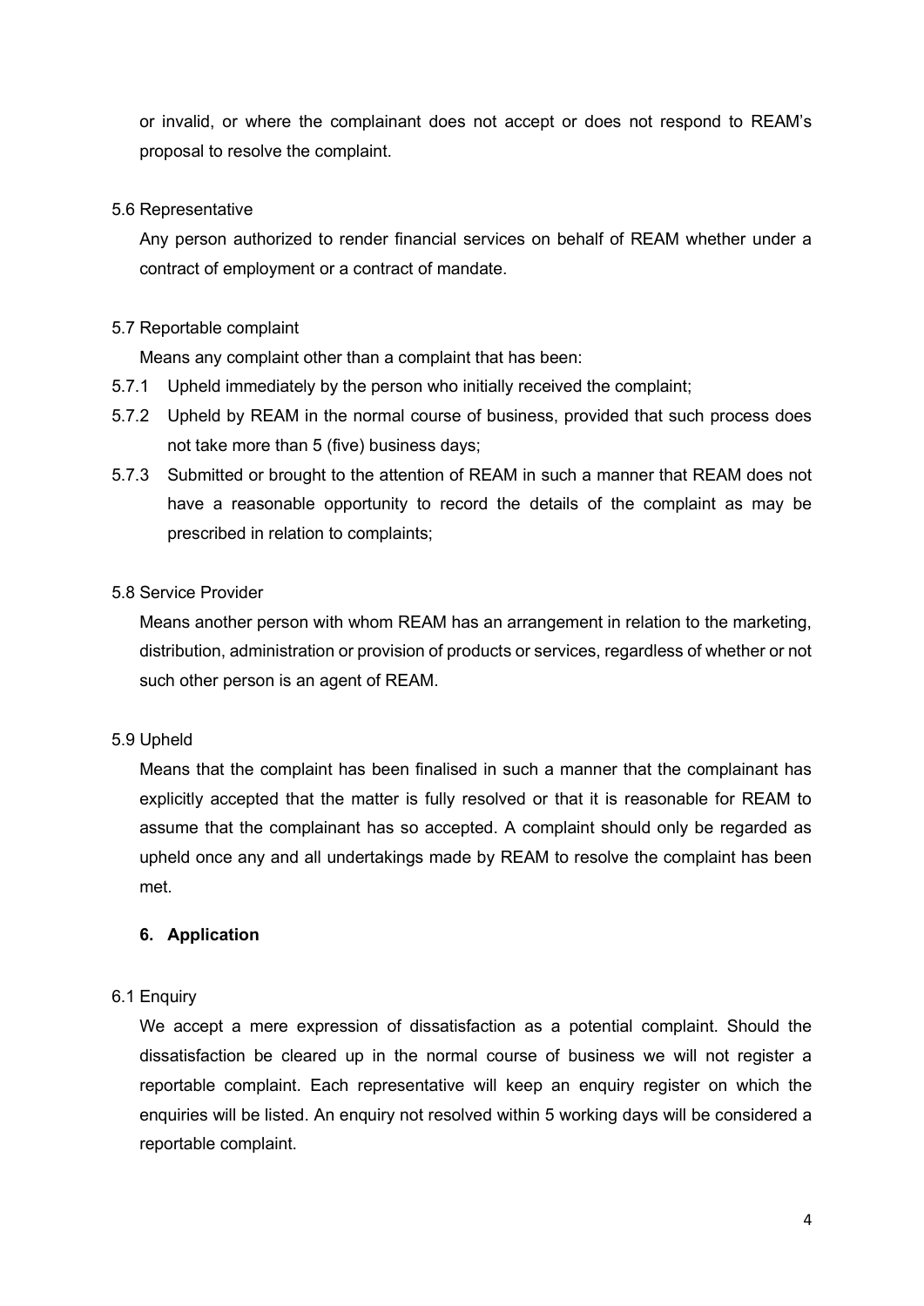or invalid, or where the complainant does not accept or does not respond to REAM's proposal to resolve the complaint.

5.6 Representative

Any person authorized to render financial services on behalf of REAM whether under a contract of employment or a contract of mandate.

5.7 Reportable complaint

Means any complaint other than a complaint that has been:

5.7.1 Upheld immediately by the person who initially received the complaint;

5.7.2 Upheld by REAM in the normal course of business, provided that such process does not take more than 5 (five) business days;

5.7.3 Submitted or brought to the attention of REAM in such a manner that REAM does not have a reasonable opportunity to record the details of the complaint as may be prescribed in relation to complaints;

5.8 Service Provider

Means another person with whom REAM has an arrangement in relation to the marketing, distribution, administration or provision of products or services, regardless of whether or not such other person is an agent of REAM.

5.9 Upheld

Means that the complaint has been finalised in such a manner that the complainant has explicitly accepted that the matter is fully resolved or that it is reasonable for REAM to assume that the complainant has so accepted. A complaint should only be regarded as upheld once any and all undertakings made by REAM to resolve the complaint has been met.

## 6. Application

6.1 Enquiry

We accept a mere expression of dissatisfaction as a potential complaint. Should the dissatisfaction be cleared up in the normal course of business we will not register a reportable complaint. Each representative will keep an enquiry register on which the enquiries will be listed. An enquiry not resolved within 5 working days will be considered a reportable complaint.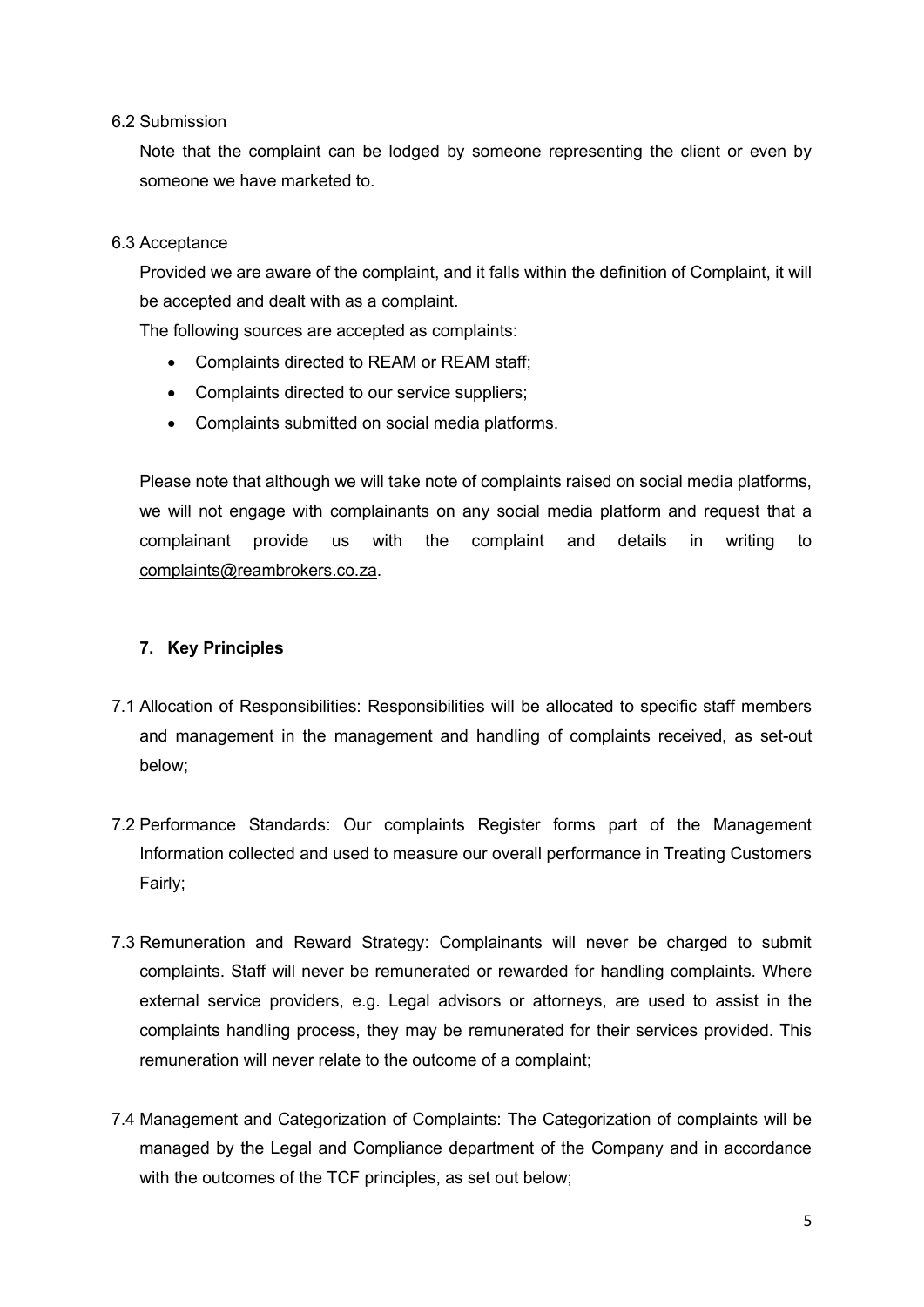6.2 Submission

Note that the complaint can be lodged by someone representing the client or even by someone we have marketed to.

6.3 Acceptance

Provided we are aware of the complaint, and it falls within the definition of Complaint, it will be accepted and dealt with as a complaint.

The following sources are accepted as complaints:

- Complaints directed to REAM or REAM staff;
- Complaints directed to our service suppliers;
- Complaints submitted on social media platforms.

Please note that although we will take note of complaints raised on social media platforms, we will not engage with complainants on any social media platform and request that a complainant provide us with the complaint and details in writing to complaints@reambrokers.co.za.

## 7. Key Principles

7.1 Allocation of Responsibilities: Responsibilities will be allocated to specific staff members and management in the management and handling of complaints received, as set-out below;

7.2 Performance Standards: Our complaints Register forms part of the Management Information collected and used to measure our overall performance in Treating Customers Fairly;

7.3 Remuneration and Reward Strategy: Complainants will never be charged to submit complaints. Staff will never be remunerated or rewarded for handling complaints. Where external service providers, e.g. Legal advisors or attorneys, are used to assist in the complaints handling process, they may be remunerated for their services provided. This remuneration will never relate to the outcome of a complaint;

7.4 Management and Categorization of Complaints: The Categorization of complaints will be managed by the Legal and Compliance department of the Company and in accordance with the outcomes of the TCF principles, as set out below;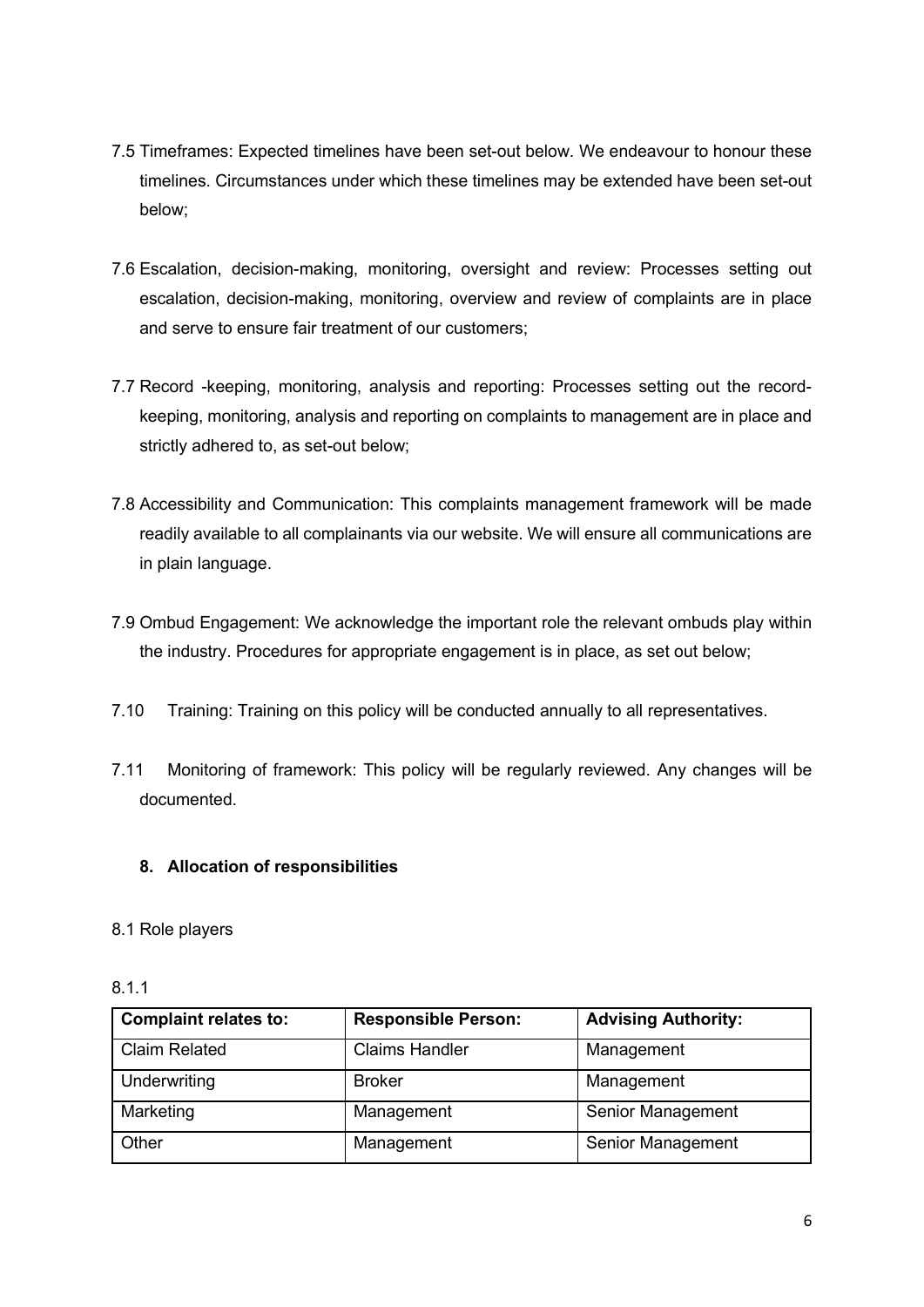7.5 Timeframes: Expected timelines have been set-out below. We endeavour to honour these timelines. Circumstances under which these timelines may be extended have been set-out below;

7.6 Escalation, decision-making, monitoring, oversight and review: Processes setting out escalation, decision-making, monitoring, overview and review of complaints are in place and serve to ensure fair treatment of our customers;

7.7 Record -keeping, monitoring, analysis and reporting: Processes setting out the record-keeping, monitoring, analysis and reporting on complaints to management are in place and strictly adhered to, as set-out below;

7.8 Accessibility and Communication: This complaints management framework will be made readily available to all complainants via our website. We will ensure all communications are in plain language.

7.9 Ombud Engagement: We acknowledge the important role the relevant ombuds play within the industry. Procedures for appropriate engagement is in place, as set out below;

7.10 Training: Training on this policy will be conducted annually to all representatives.

7.11 Monitoring of framework: This policy will be regularly reviewed. Any changes will be documented.

## 8. Allocation of responsibilities

8.1 Role players

8.1.1

| Complaint relates to: | Responsible Person: | Advising Authority: |
|---|---|---|
| Claim Related | Claims Handler | Management |
| Underwriting | Broker | Management |
| Marketing | Management | Senior Management |
| Other | Management | Senior Management |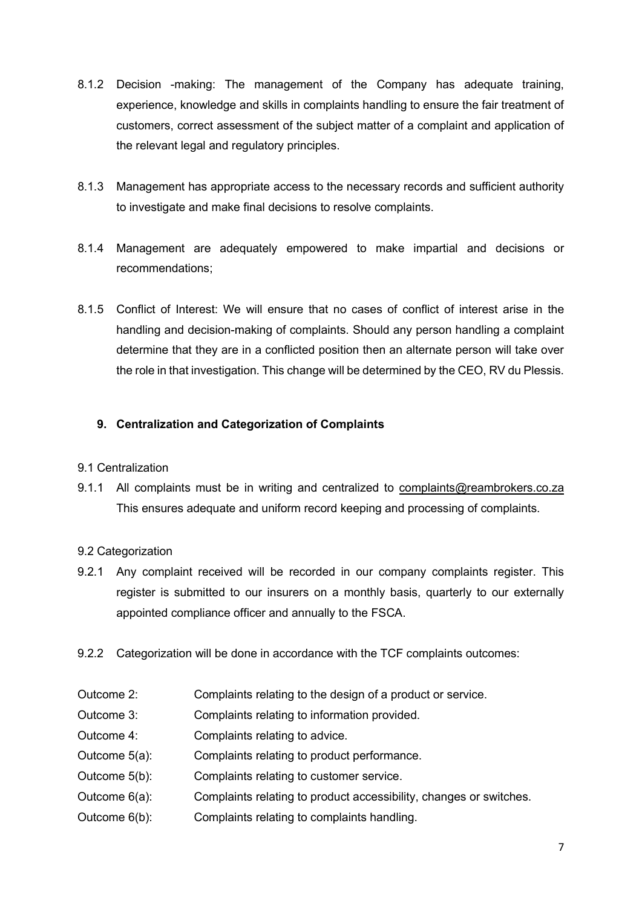8.1.2 Decision -making: The management of the Company has adequate training, experience, knowledge and skills in complaints handling to ensure the fair treatment of customers, correct assessment of the subject matter of a complaint and application of the relevant legal and regulatory principles.

8.1.3 Management has appropriate access to the necessary records and sufficient authority to investigate and make final decisions to resolve complaints.

8.1.4 Management are adequately empowered to make impartial and decisions or recommendations;

8.1.5 Conflict of Interest: We will ensure that no cases of conflict of interest arise in the handling and decision-making of complaints. Should any person handling a complaint determine that they are in a conflicted position then an alternate person will take over the role in that investigation. This change will be determined by the CEO, RV du Plessis.

## 9. Centralization and Categorization of Complaints

9.1 Centralization

9.1.1 All complaints must be in writing and centralized to complaints@reambrokers.co.za This ensures adequate and uniform record keeping and processing of complaints.

9.2 Categorization

9.2.1 Any complaint received will be recorded in our company complaints register. This register is submitted to our insurers on a monthly basis, quarterly to our externally appointed compliance officer and annually to the FSCA.

9.2.2 Categorization will be done in accordance with the TCF complaints outcomes:

Outcome 2: Complaints relating to the design of a product or service.
Outcome 3: Complaints relating to information provided.
Outcome 4: Complaints relating to advice.
Outcome 5(a): Complaints relating to product performance.
Outcome 5(b): Complaints relating to customer service.
Outcome 6(a): Complaints relating to product accessibility, changes or switches.
Outcome 6(b): Complaints relating to complaints handling.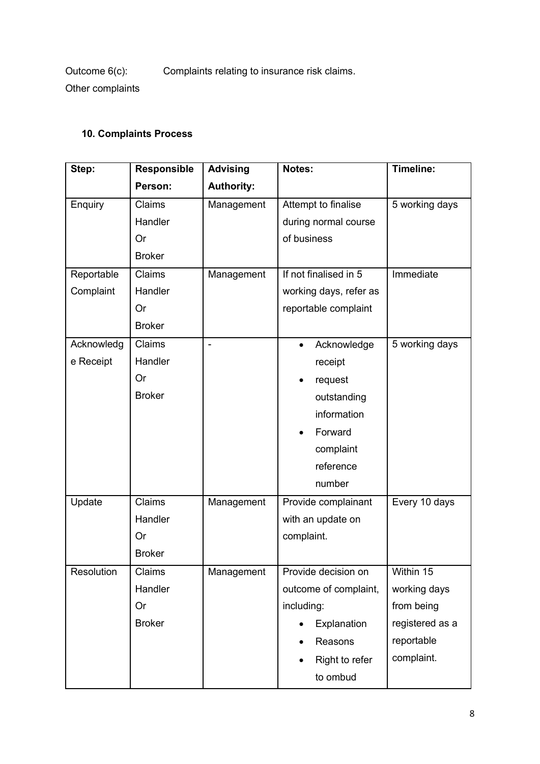Outcome 6(c): Complaints relating to insurance risk claims.

Other complaints

## 10. Complaints Process

| Step: | Responsible Person: | Advising Authority: | Notes: | Timeline: |
|---|---|---|---|---|
| Enquiry | Claims Handler Or Broker | Management | Attempt to finalise during normal course of business | 5 working days |
| Reportable Complaint | Claims Handler Or Broker | Management | If not finalised in 5 working days, refer as reportable complaint | Immediate |
| Acknowledge Receipt | Claims Handler Or Broker | - | • Acknowledge receipt<br>• request outstanding information<br>• Forward complaint reference number | 5 working days |
| Update | Claims Handler Or Broker | Management | Provide complainant with an update on complaint. | Every 10 days |
| Resolution | Claims Handler Or Broker | Management | Provide decision on outcome of complaint, including:<br>• Explanation<br>• Reasons<br>• Right to refer to ombud | Within 15 working days from being registered as a reportable complaint. |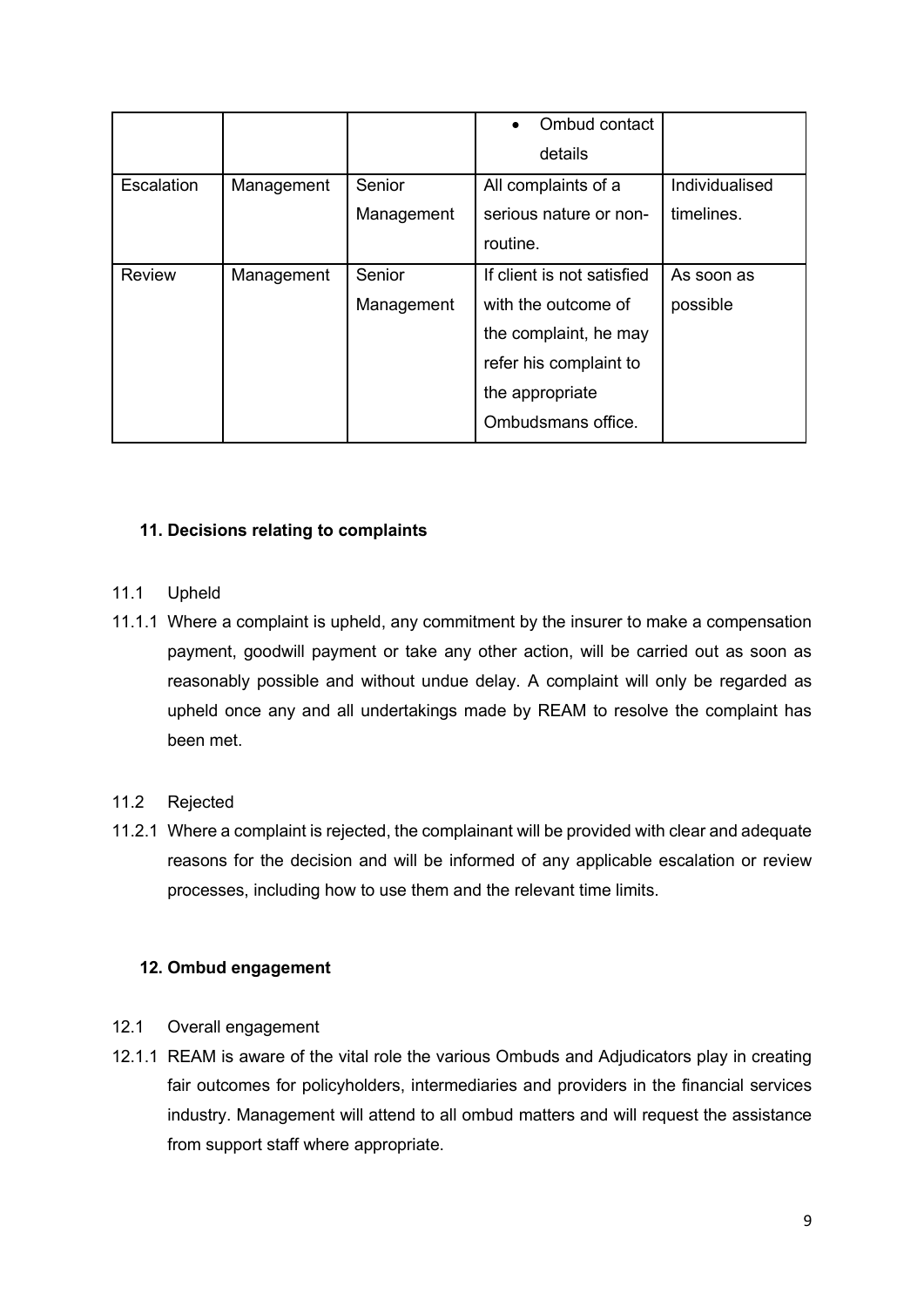| | | | • Ombud contact details | |
|---|---|---|---|---|
| Escalation | Management | Senior Management | All complaints of a serious nature or non-routine. | Individualised timelines. |
| Review | Management | Senior Management | If client is not satisfied with the outcome of the complaint, he may refer his complaint to the appropriate Ombudsmans office. | As soon as possible |

## 11. Decisions relating to complaints

11.1 Upheld

11.1.1 Where a complaint is upheld, any commitment by the insurer to make a compensation payment, goodwill payment or take any other action, will be carried out as soon as reasonably possible and without undue delay. A complaint will only be regarded as upheld once any and all undertakings made by REAM to resolve the complaint has been met.

11.2 Rejected

11.2.1 Where a complaint is rejected, the complainant will be provided with clear and adequate reasons for the decision and will be informed of any applicable escalation or review processes, including how to use them and the relevant time limits.

## 12. Ombud engagement

12.1 Overall engagement

12.1.1 REAM is aware of the vital role the various Ombuds and Adjudicators play in creating fair outcomes for policyholders, intermediaries and providers in the financial services industry. Management will attend to all ombud matters and will request the assistance from support staff where appropriate.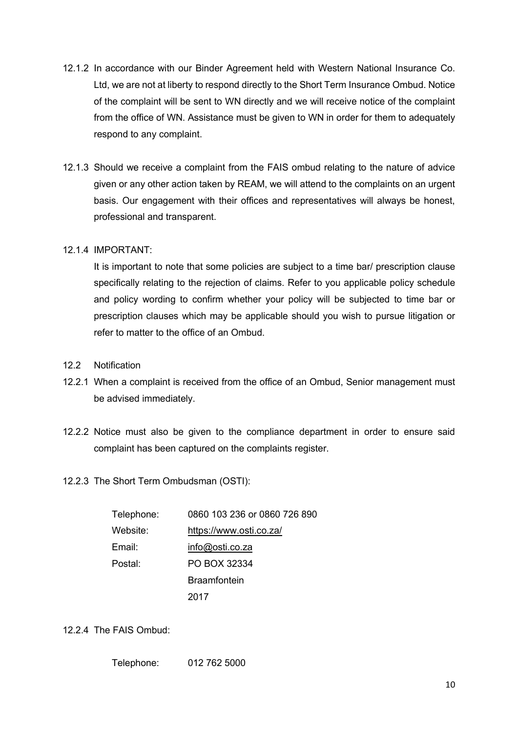12.1.2 In accordance with our Binder Agreement held with Western National Insurance Co. Ltd, we are not at liberty to respond directly to the Short Term Insurance Ombud. Notice of the complaint will be sent to WN directly and we will receive notice of the complaint from the office of WN. Assistance must be given to WN in order for them to adequately respond to any complaint.

12.1.3 Should we receive a complaint from the FAIS ombud relating to the nature of advice given or any other action taken by REAM, we will attend to the complaints on an urgent basis. Our engagement with their offices and representatives will always be honest, professional and transparent.

12.1.4 IMPORTANT:

It is important to note that some policies are subject to a time bar/ prescription clause specifically relating to the rejection of claims. Refer to you applicable policy schedule and policy wording to confirm whether your policy will be subjected to time bar or prescription clauses which may be applicable should you wish to pursue litigation or refer to matter to the office of an Ombud.

12.2 Notification

12.2.1 When a complaint is received from the office of an Ombud, Senior management must be advised immediately.

12.2.2 Notice must also be given to the compliance department in order to ensure said complaint has been captured on the complaints register.

12.2.3 The Short Term Ombudsman (OSTI):

| | |
|---|---|
| Telephone: | 0860 103 236 or 0860 726 890 |
| Website: | https://www.osti.co.za/ |
| Email: | info@osti.co.za |
| Postal: | PO BOX 32334<br>Braamfontein<br>2017 |

12.2.4 The FAIS Ombud:

| | |
|---|---|
| Telephone: | 012 762 5000 |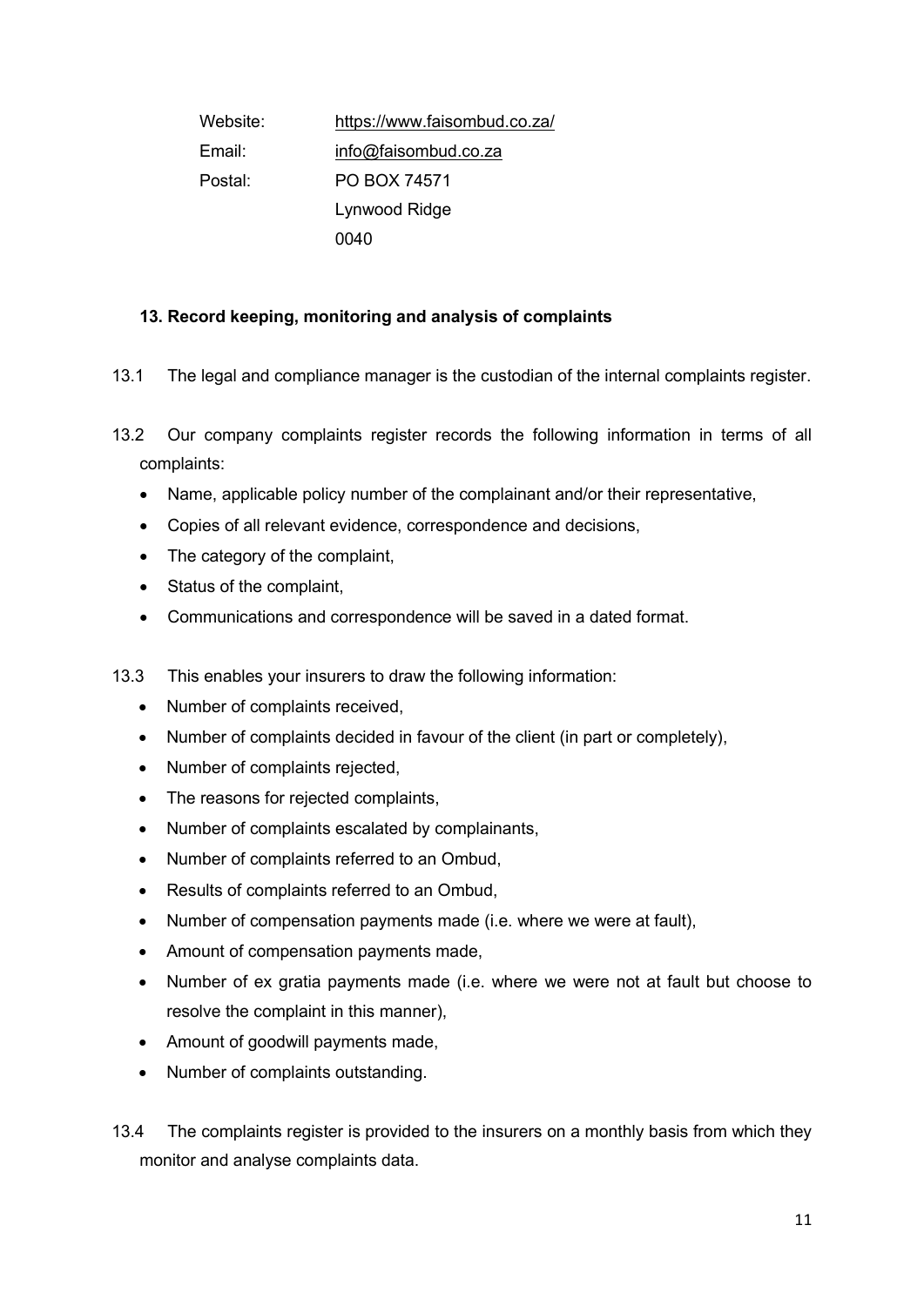| | |
|---|---|
| Website: | https://www.faisombud.co.za/ |
| Email: | info@faisombud.co.za |
| Postal: | PO BOX 74571<br>Lynwood Ridge<br>0040 |

### 13. Record keeping, monitoring and analysis of complaints

13.1 The legal and compliance manager is the custodian of the internal complaints register.

13.2 Our company complaints register records the following information in terms of all complaints:

- Name, applicable policy number of the complainant and/or their representative,
- Copies of all relevant evidence, correspondence and decisions,
- The category of the complaint,
- Status of the complaint,
- Communications and correspondence will be saved in a dated format.

13.3 This enables your insurers to draw the following information:

- Number of complaints received,
- Number of complaints decided in favour of the client (in part or completely),
- Number of complaints rejected,
- The reasons for rejected complaints,
- Number of complaints escalated by complainants,
- Number of complaints referred to an Ombud,
- Results of complaints referred to an Ombud,
- Number of compensation payments made (i.e. where we were at fault),
- Amount of compensation payments made,
- Number of ex gratia payments made (i.e. where we were not at fault but choose to resolve the complaint in this manner),
- Amount of goodwill payments made,
- Number of complaints outstanding.

13.4 The complaints register is provided to the insurers on a monthly basis from which they monitor and analyse complaints data.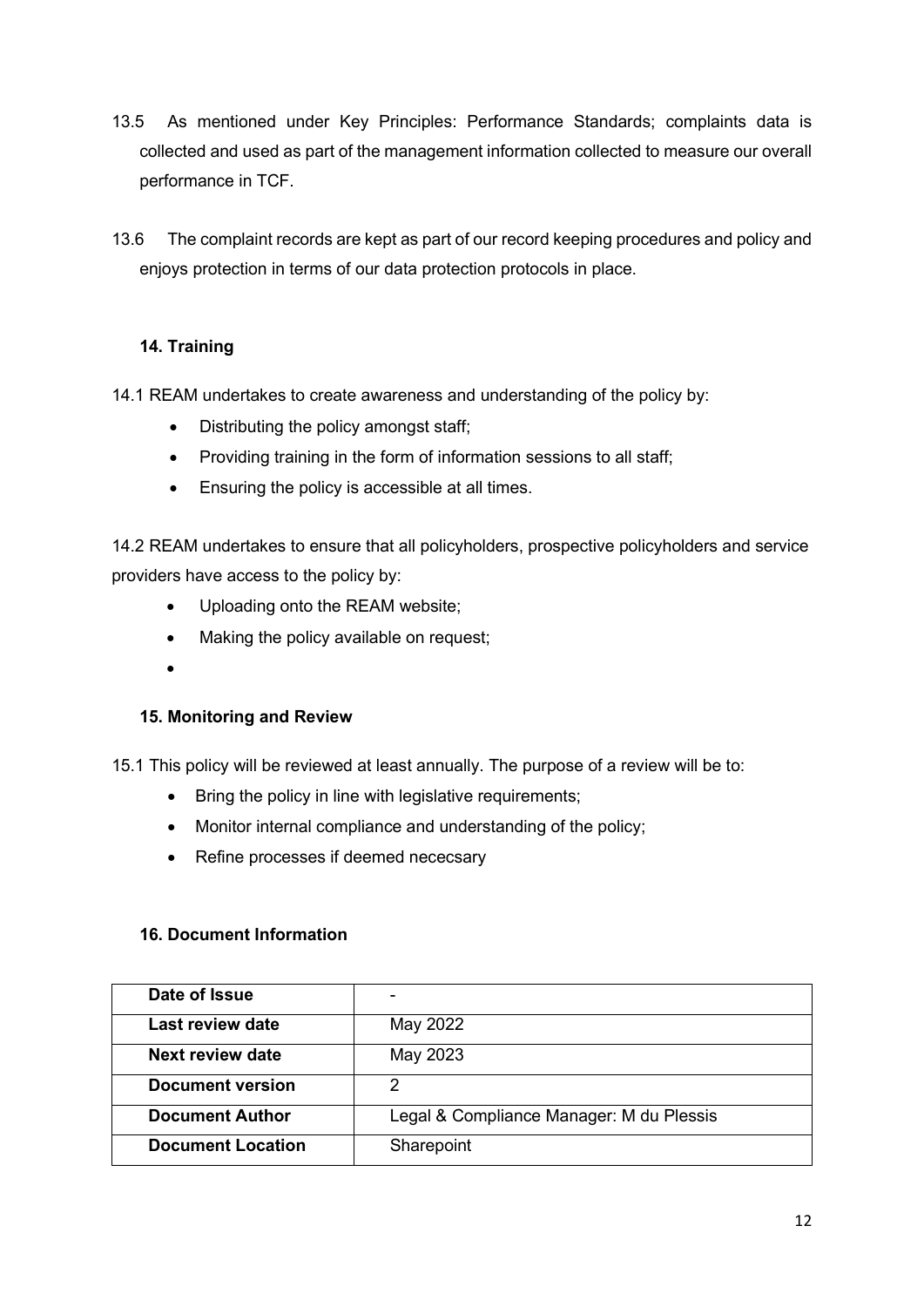13.5 As mentioned under Key Principles: Performance Standards; complaints data is collected and used as part of the management information collected to measure our overall performance in TCF.

13.6 The complaint records are kept as part of our record keeping procedures and policy and enjoys protection in terms of our data protection protocols in place.

### 14. Training

14.1 REAM undertakes to create awareness and understanding of the policy by:

- Distributing the policy amongst staff;
- Providing training in the form of information sessions to all staff;
- Ensuring the policy is accessible at all times.

14.2 REAM undertakes to ensure that all policyholders, prospective policyholders and service providers have access to the policy by:

- Uploading onto the REAM website;
- Making the policy available on request;
- 

### 15. Monitoring and Review

15.1 This policy will be reviewed at least annually. The purpose of a review will be to:

- Bring the policy in line with legislative requirements;
- Monitor internal compliance and understanding of the policy;
- Refine processes if deemed nececsary

### 16. Document Information

| **Date of Issue** | - |
|---|---|
| **Last review date** | May 2022 |
| **Next review date** | May 2023 |
| **Document version** | 2 |
| **Document Author** | Legal & Compliance Manager: M du Plessis |
| **Document Location** | Sharepoint |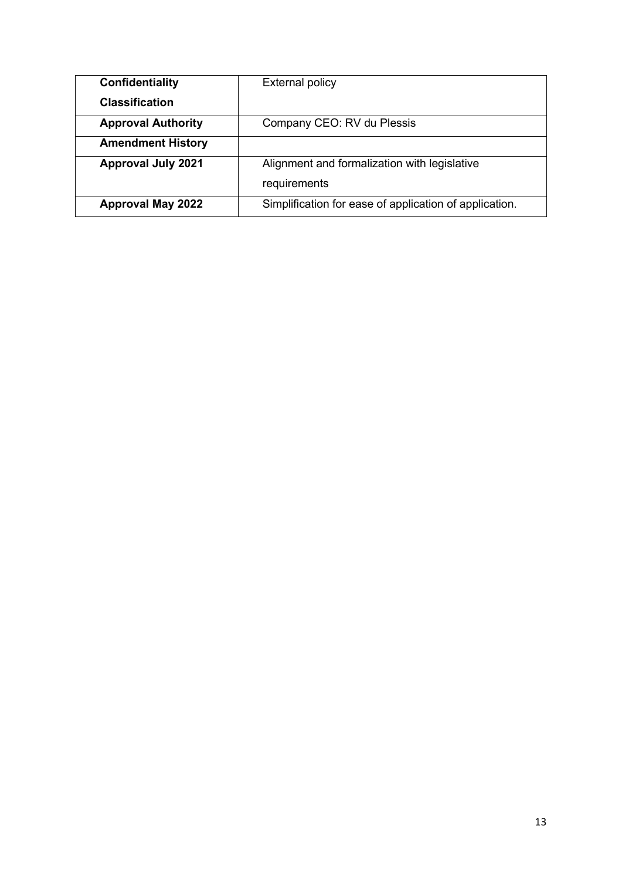| | |
|---|---|
| **Confidentiality Classification** | External policy |
| **Approval Authority** | Company CEO: RV du Plessis |
| **Amendment History** | |
| **Approval July 2021** | Alignment and formalization with legislative requirements |
| **Approval May 2022** | Simplification for ease of application of application. |